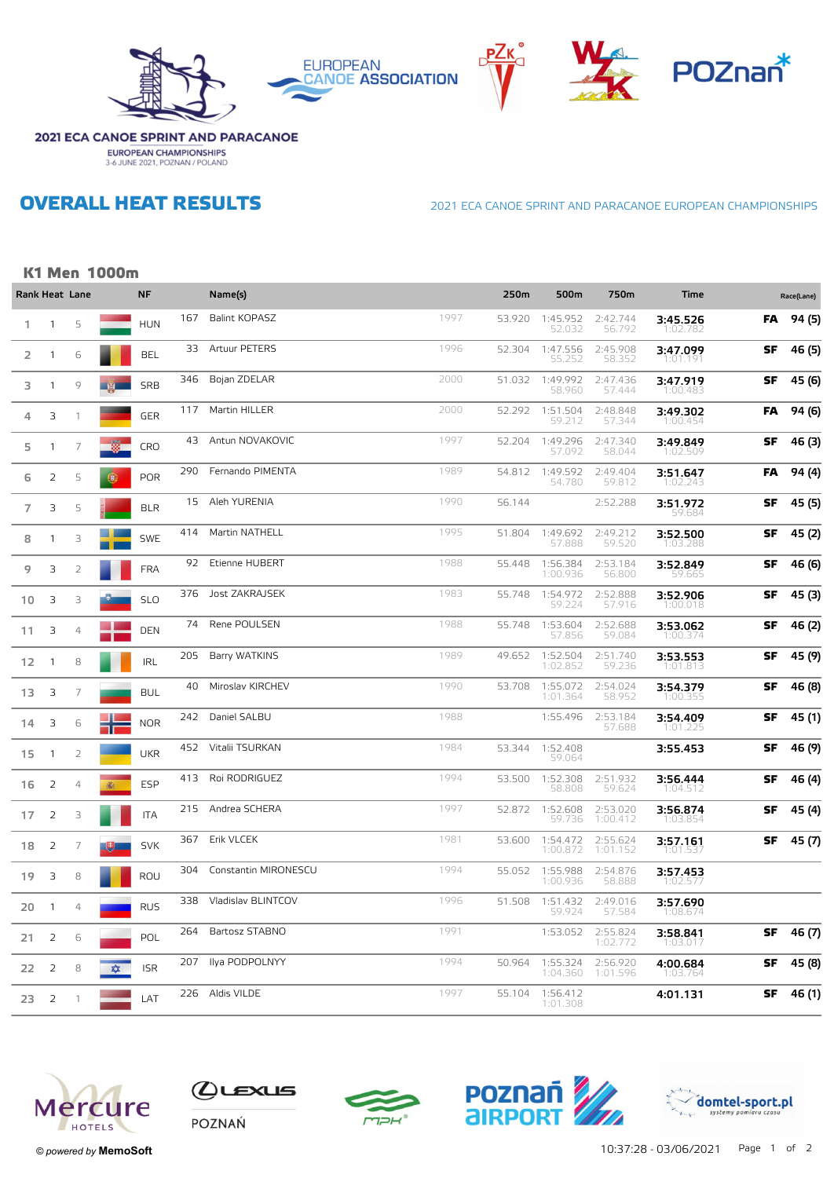# 2021 ECA CANOE SPRINT AND PARACANOE

EUROPEAN CHAMPIONSHIPS
3-6 JUNE 2021, POZNAN / POLAND

## OVERALL HEAT RESULTS

2021 ECA CANOE SPRINT AND PARACANOE EUROPEAN CHAMPIONSHIPS

### K1 Men 1000m

| Rank | Heat | Lane | NF | | Name(s) | | 250m | 500m | 750m | Time | | Race(Lane) |
|---|---|---|---|---|---|---|---|---|---|---|---|---|
| 1 | 1 | 5 | HUN | 167 | Balint KOPASZ | 1997 | 53.920 | 1:45.952 52.032 | 2:42.744 56.792 | **3:45.526** 1:02.782 | **FA** | 94 (5) |
| 2 | 1 | 6 | BEL | 33 | Artuur PETERS | 1996 | 52.304 | 1:47.556 55.252 | 2:45.908 58.352 | **3:47.099** 1:01.191 | **SF** | 46 (5) |
| 3 | 1 | 9 | SRB | 346 | Bojan ZDELAR | 2000 | 51.032 | 1:49.992 58.960 | 2:47.436 57.444 | **3:47.919** 1:00.483 | **SF** | 45 (6) |
| 4 | 3 | 1 | GER | 117 | Martin HILLER | 2000 | 52.292 | 1:51.504 59.212 | 2:48.848 57.344 | **3:49.302** 1:00.454 | **FA** | 94 (6) |
| 5 | 1 | 7 | CRO | 43 | Antun NOVAKOVIC | 1997 | 52.204 | 1:49.296 57.092 | 2:47.340 58.044 | **3:49.849** 1:02.509 | **SF** | 46 (3) |
| 6 | 2 | 5 | POR | 290 | Fernando PIMENTA | 1989 | 54.812 | 1:49.592 54.780 | 2:49.404 59.812 | **3:51.647** 1:02.243 | **FA** | 94 (4) |
| 7 | 3 | 5 | BLR | 15 | Aleh YURENIA | 1990 | 56.144 | | 2:52.288 | **3:51.972** 59.684 | **SF** | 45 (5) |
| 8 | 1 | 3 | SWE | 414 | Martin NATHELL | 1995 | 51.804 | 1:49.692 57.888 | 2:49.212 59.520 | **3:52.500** 1:03.288 | **SF** | 45 (2) |
| 9 | 3 | 2 | FRA | 92 | Etienne HUBERT | 1988 | 55.448 | 1:56.384 1:00.936 | 2:53.184 56.800 | **3:52.849** 59.665 | **SF** | 46 (6) |
| 10 | 3 | 3 | SLO | 376 | Jost ZAKRAJSEK | 1983 | 55.748 | 1:54.972 59.224 | 2:52.888 57.916 | **3:52.906** 1:00.018 | **SF** | 45 (3) |
| 11 | 3 | 4 | DEN | 74 | Rene POULSEN | 1988 | 55.748 | 1:53.604 57.856 | 2:52.688 59.084 | **3:53.062** 1:00.374 | **SF** | 46 (2) |
| 12 | 1 | 8 | IRL | 205 | Barry WATKINS | 1989 | 49.652 | 1:52.504 1:02.852 | 2:51.740 59.236 | **3:53.553** 1:01.813 | **SF** | 45 (9) |
| 13 | 3 | 7 | BUL | 40 | Miroslav KIRCHEV | 1990 | 53.708 | 1:55.072 1:01.364 | 2:54.024 58.952 | **3:54.379** 1:00.355 | **SF** | 46 (8) |
| 14 | 3 | 6 | NOR | 242 | Daniel SALBU | 1988 | | 1:55.496 | 2:53.184 57.688 | **3:54.409** 1:01.225 | **SF** | 45 (1) |
| 15 | 1 | 2 | UKR | 452 | Vitalii TSURKAN | 1984 | 53.344 | 1:52.408 59.064 | | **3:55.453** | **SF** | 46 (9) |
| 16 | 2 | 4 | ESP | 413 | Roi RODRIGUEZ | 1994 | 53.500 | 1:52.308 58.808 | 2:51.932 59.624 | **3:56.444** 1:04.512 | **SF** | 46 (4) |
| 17 | 2 | 3 | ITA | 215 | Andrea SCHERA | 1997 | 52.872 | 1:52.608 59.736 | 2:53.020 1:00.412 | **3:56.874** 1:03.854 | **SF** | 45 (4) |
| 18 | 2 | 7 | SVK | 367 | Erik VLCEK | 1981 | 53.600 | 1:54.472 1:00.872 | 2:55.624 1:01.152 | **3:57.161** 1:01.537 | **SF** | 45 (7) |
| 19 | 3 | 8 | ROU | 304 | Constantin MIRONESCU | 1994 | 55.052 | 1:55.988 1:00.936 | 2:54.876 58.888 | **3:57.453** 1:02.577 | | |
| 20 | 1 | 4 | RUS | 338 | Vladislav BLINTCOV | 1996 | 51.508 | 1:51.432 59.924 | 2:49.016 57.584 | **3:57.690** 1:08.674 | | |
| 21 | 2 | 6 | POL | 264 | Bartosz STABNO | 1991 | | 1:53.052 | 2:55.824 1:02.772 | **3:58.841** 1:03.017 | **SF** | 46 (7) |
| 22 | 2 | 8 | ISR | 207 | Ilya PODPOLNYY | 1994 | 50.964 | 1:55.324 1:04.360 | 2:56.920 1:01.596 | **4:00.684** 1:03.764 | **SF** | 45 (8) |
| 23 | 2 | 1 | LAT | 226 | Aldis VILDE | 1997 | 55.104 | 1:56.412 1:01.308 | | **4:01.131** | **SF** | 46 (1) |

© powered by MemoSoft

10:37:28 - 03/06/2021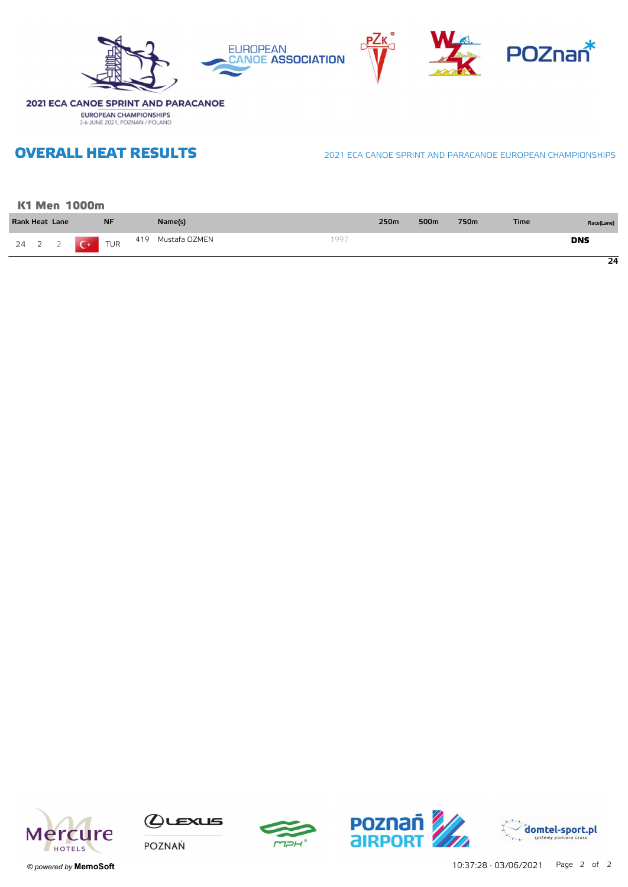# OVERALL HEAT RESULTS

2021 ECA CANOE SPRINT AND PARACANOE EUROPEAN CHAMPIONSHIPS

## K1 Men 1000m

| Rank | Heat | Lane | NF | | Name(s) | | 250m | 500m | 750m | Time | Race(Lane) |
|---|---|---|---|---|---|---|---|---|---|---|---|
| 24 | 2 | 2 | TUR | 419 | Mustafa OZMEN | 1997 | | | | | **DNS** |

**24**